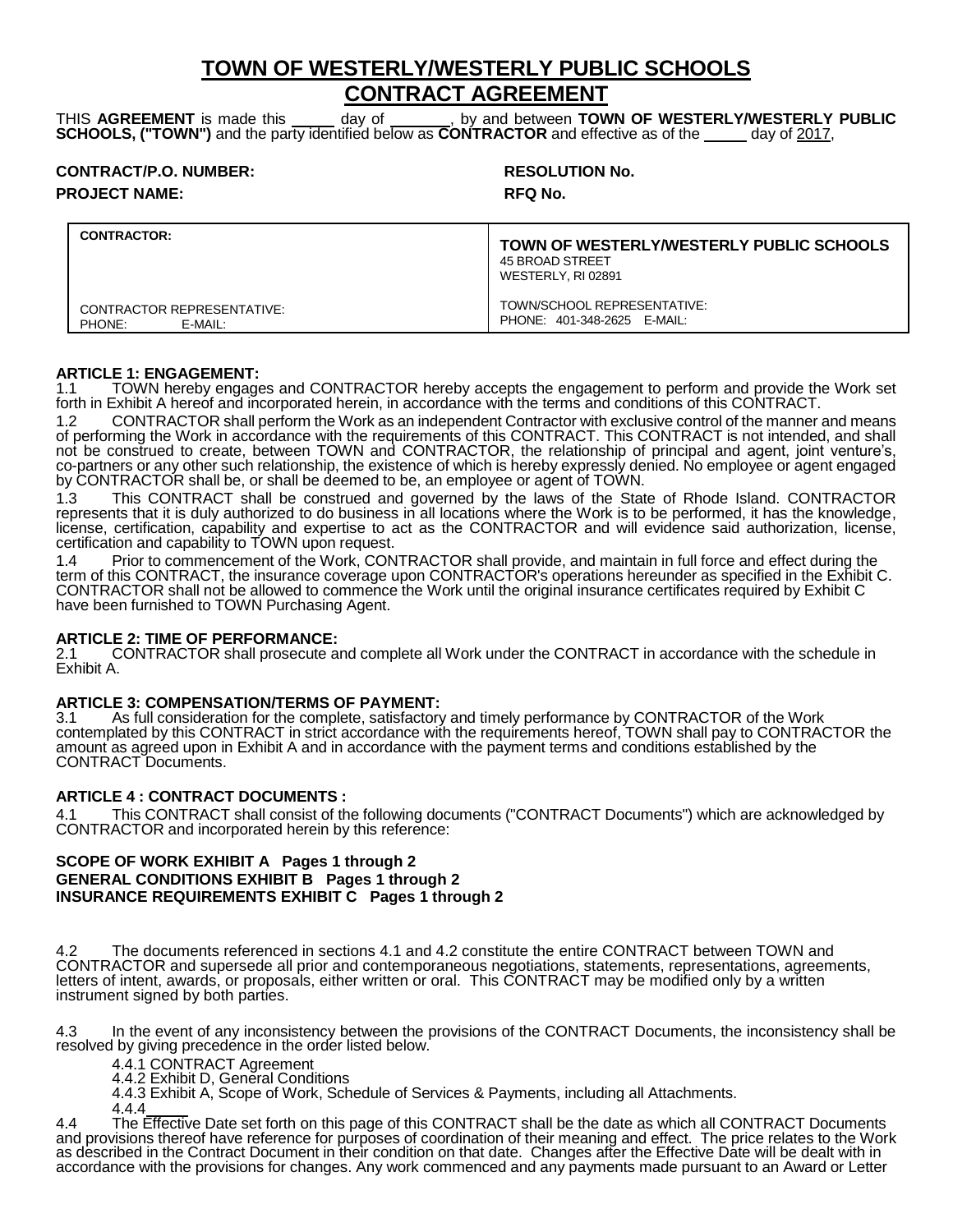# TOWN OF WESTERLY/WESTERLY PUBLIC SCHOOLS
# CONTRACT AGREEMENT

THIS **AGREEMENT** is made this _____ day of _______, by and between **TOWN OF WESTERLY/WESTERLY PUBLIC SCHOOLS, ("TOWN")** and the party identified below as **CONTRACTOR** and effective as of the _____ day of 2017,

**CONTRACT/P.O. NUMBER:** **RESOLUTION No.**

**PROJECT NAME:** **RFQ No.**

| **CONTRACTOR:** | **TOWN OF WESTERLY/WESTERLY PUBLIC SCHOOLS**<br>45 BROAD STREET<br>WESTERLY, RI 02891 |
|---|---|
| CONTRACTOR REPRESENTATIVE:<br>PHONE: E-MAIL: | TOWN/SCHOOL REPRESENTATIVE:<br>PHONE: 401-348-2625 E-MAIL: |

**ARTICLE 1: ENGAGEMENT:**

1.1 TOWN hereby engages and CONTRACTOR hereby accepts the engagement to perform and provide the Work set forth in Exhibit A hereof and incorporated herein, in accordance with the terms and conditions of this CONTRACT.

1.2 CONTRACTOR shall perform the Work as an independent Contractor with exclusive control of the manner and means of performing the Work in accordance with the requirements of this CONTRACT. This CONTRACT is not intended, and shall not be construed to create, between TOWN and CONTRACTOR, the relationship of principal and agent, joint venture's, co-partners or any other such relationship, the existence of which is hereby expressly denied. No employee or agent engaged by CONTRACTOR shall be, or shall be deemed to be, an employee or agent of TOWN.

1.3 This CONTRACT shall be construed and governed by the laws of the State of Rhode Island. CONTRACTOR represents that it is duly authorized to do business in all locations where the Work is to be performed, it has the knowledge, license, certification, capability and expertise to act as the CONTRACTOR and will evidence said authorization, license, certification and capability to TOWN upon request.

1.4 Prior to commencement of the Work, CONTRACTOR shall provide, and maintain in full force and effect during the term of this CONTRACT, the insurance coverage upon CONTRACTOR's operations hereunder as specified in the Exhibit C. CONTRACTOR shall not be allowed to commence the Work until the original insurance certificates required by Exhibit C have been furnished to TOWN Purchasing Agent.

**ARTICLE 2: TIME OF PERFORMANCE:**

2.1 CONTRACTOR shall prosecute and complete all Work under the CONTRACT in accordance with the schedule in Exhibit A.

**ARTICLE 3: COMPENSATION/TERMS OF PAYMENT:**

3.1 As full consideration for the complete, satisfactory and timely performance by CONTRACTOR of the Work contemplated by this CONTRACT in strict accordance with the requirements hereof, TOWN shall pay to CONTRACTOR the amount as agreed upon in Exhibit A and in accordance with the payment terms and conditions established by the CONTRACT Documents.

**ARTICLE 4 : CONTRACT DOCUMENTS :**

4.1 This CONTRACT shall consist of the following documents ("CONTRACT Documents") which are acknowledged by CONTRACTOR and incorporated herein by this reference:

**SCOPE OF WORK EXHIBIT A Pages 1 through 2**
**GENERAL CONDITIONS EXHIBIT B Pages 1 through 2**
**INSURANCE REQUIREMENTS EXHIBIT C Pages 1 through 2**

4.2 The documents referenced in sections 4.1 and 4.2 constitute the entire CONTRACT between TOWN and CONTRACTOR and supersede all prior and contemporaneous negotiations, statements, representations, agreements, letters of intent, awards, or proposals, either written or oral. This CONTRACT may be modified only by a written instrument signed by both parties.

4.3 In the event of any inconsistency between the provisions of the CONTRACT Documents, the inconsistency shall be resolved by giving precedence in the order listed below.

4.4.1 CONTRACT Agreement
4.4.2 Exhibit D, General Conditions
4.4.3 Exhibit A, Scope of Work, Schedule of Services & Payments, including all Attachments.
4.4.4_____

4.4 The Effective Date set forth on this page of this CONTRACT shall be the date as which all CONTRACT Documents and provisions thereof have reference for purposes of coordination of their meaning and effect. The price relates to the Work as described in the Contract Document in their condition on that date. Changes after the Effective Date will be dealt with in accordance with the provisions for changes. Any work commenced and any payments made pursuant to an Award or Letter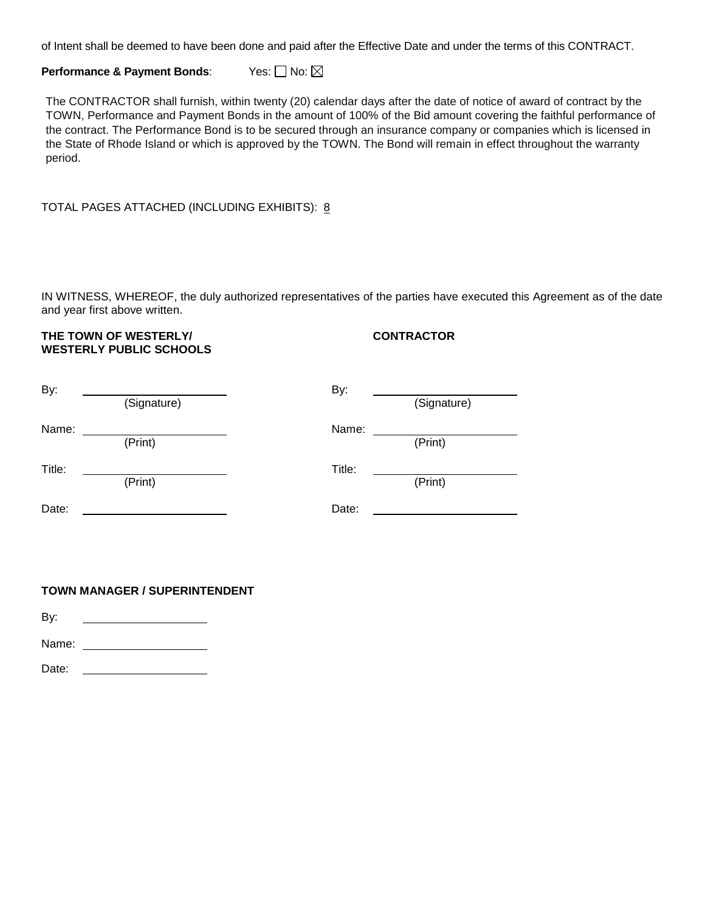of Intent shall be deemed to have been done and paid after the Effective Date and under the terms of this CONTRACT.

**Performance & Payment Bonds**: Yes: ☐ No: ☒

The CONTRACTOR shall furnish, within twenty (20) calendar days after the date of notice of award of contract by the TOWN, Performance and Payment Bonds in the amount of 100% of the Bid amount covering the faithful performance of the contract. The Performance Bond is to be secured through an insurance company or companies which is licensed in the State of Rhode Island or which is approved by the TOWN. The Bond will remain in effect throughout the warranty period.

TOTAL PAGES ATTACHED (INCLUDING EXHIBITS): 8

IN WITNESS, WHEREOF, the duly authorized representatives of the parties have executed this Agreement as of the date and year first above written.

| **THE TOWN OF WESTERLY/ WESTERLY PUBLIC SCHOOLS** | | **CONTRACTOR** | |
|---|---|---|---|
| By: | ____________________ (Signature) | By: | ____________________ (Signature) |
| Name: | ____________________ (Print) | Name: | ____________________ (Print) |
| Title: | ____________________ (Print) | Title: | ____________________ (Print) |
| Date: | ____________________ | Date: | ____________________ |

**TOWN MANAGER / SUPERINTENDENT**

By: ____________________

Name: ____________________

Date: ____________________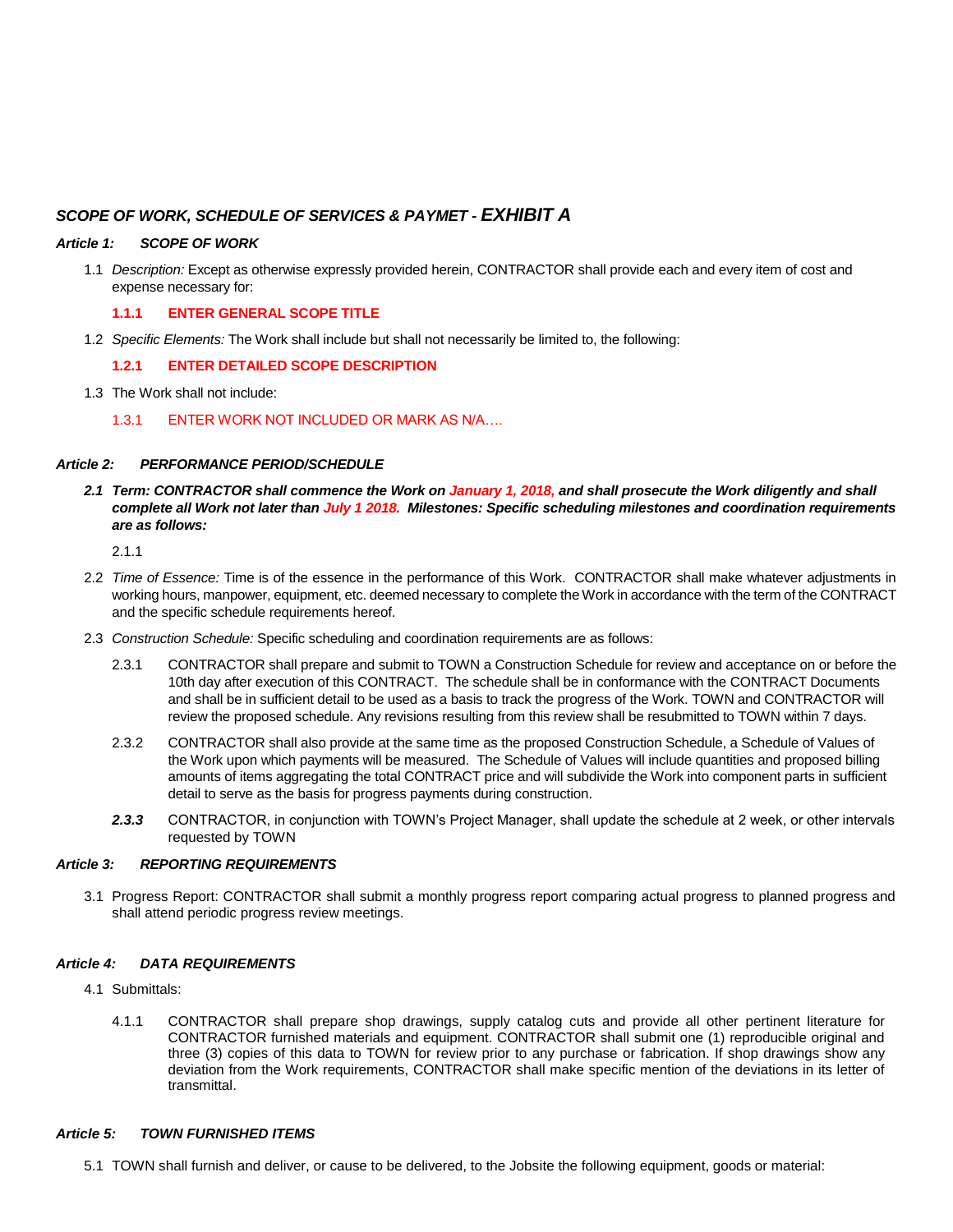## *SCOPE OF WORK, SCHEDULE OF SERVICES & PAYMET - EXHIBIT A*

### *Article 1: SCOPE OF WORK*

1.1 *Description:* Except as otherwise expressly provided herein, CONTRACTOR shall provide each and every item of cost and expense necessary for:

**1.1.1 ENTER GENERAL SCOPE TITLE**

1.2 *Specific Elements:* The Work shall include but shall not necessarily be limited to, the following:

**1.2.1 ENTER DETAILED SCOPE DESCRIPTION**

1.3 The Work shall not include:

1.3.1 ENTER WORK NOT INCLUDED OR MARK AS N/A….

### *Article 2: PERFORMANCE PERIOD/SCHEDULE*

***2.1 Term: CONTRACTOR shall commence the Work on January 1, 2018, and shall prosecute the Work diligently and shall complete all Work not later than July 1 2018. Milestones: Specific scheduling milestones and coordination requirements are as follows:***

2.1.1

2.2 *Time of Essence:* Time is of the essence in the performance of this Work. CONTRACTOR shall make whatever adjustments in working hours, manpower, equipment, etc. deemed necessary to complete the Work in accordance with the term of the CONTRACT and the specific schedule requirements hereof.

2.3 *Construction Schedule:* Specific scheduling and coordination requirements are as follows:

2.3.1 CONTRACTOR shall prepare and submit to TOWN a Construction Schedule for review and acceptance on or before the 10th day after execution of this CONTRACT. The schedule shall be in conformance with the CONTRACT Documents and shall be in sufficient detail to be used as a basis to track the progress of the Work. TOWN and CONTRACTOR will review the proposed schedule. Any revisions resulting from this review shall be resubmitted to TOWN within 7 days.

2.3.2 CONTRACTOR shall also provide at the same time as the proposed Construction Schedule, a Schedule of Values of the Work upon which payments will be measured. The Schedule of Values will include quantities and proposed billing amounts of items aggregating the total CONTRACT price and will subdivide the Work into component parts in sufficient detail to serve as the basis for progress payments during construction.

***2.3.3*** CONTRACTOR, in conjunction with TOWN's Project Manager, shall update the schedule at 2 week, or other intervals requested by TOWN

### *Article 3: REPORTING REQUIREMENTS*

3.1 Progress Report: CONTRACTOR shall submit a monthly progress report comparing actual progress to planned progress and shall attend periodic progress review meetings.

### *Article 4: DATA REQUIREMENTS*

4.1 Submittals:

4.1.1 CONTRACTOR shall prepare shop drawings, supply catalog cuts and provide all other pertinent literature for CONTRACTOR furnished materials and equipment. CONTRACTOR shall submit one (1) reproducible original and three (3) copies of this data to TOWN for review prior to any purchase or fabrication. If shop drawings show any deviation from the Work requirements, CONTRACTOR shall make specific mention of the deviations in its letter of transmittal.

### *Article 5: TOWN FURNISHED ITEMS*

5.1 TOWN shall furnish and deliver, or cause to be delivered, to the Jobsite the following equipment, goods or material: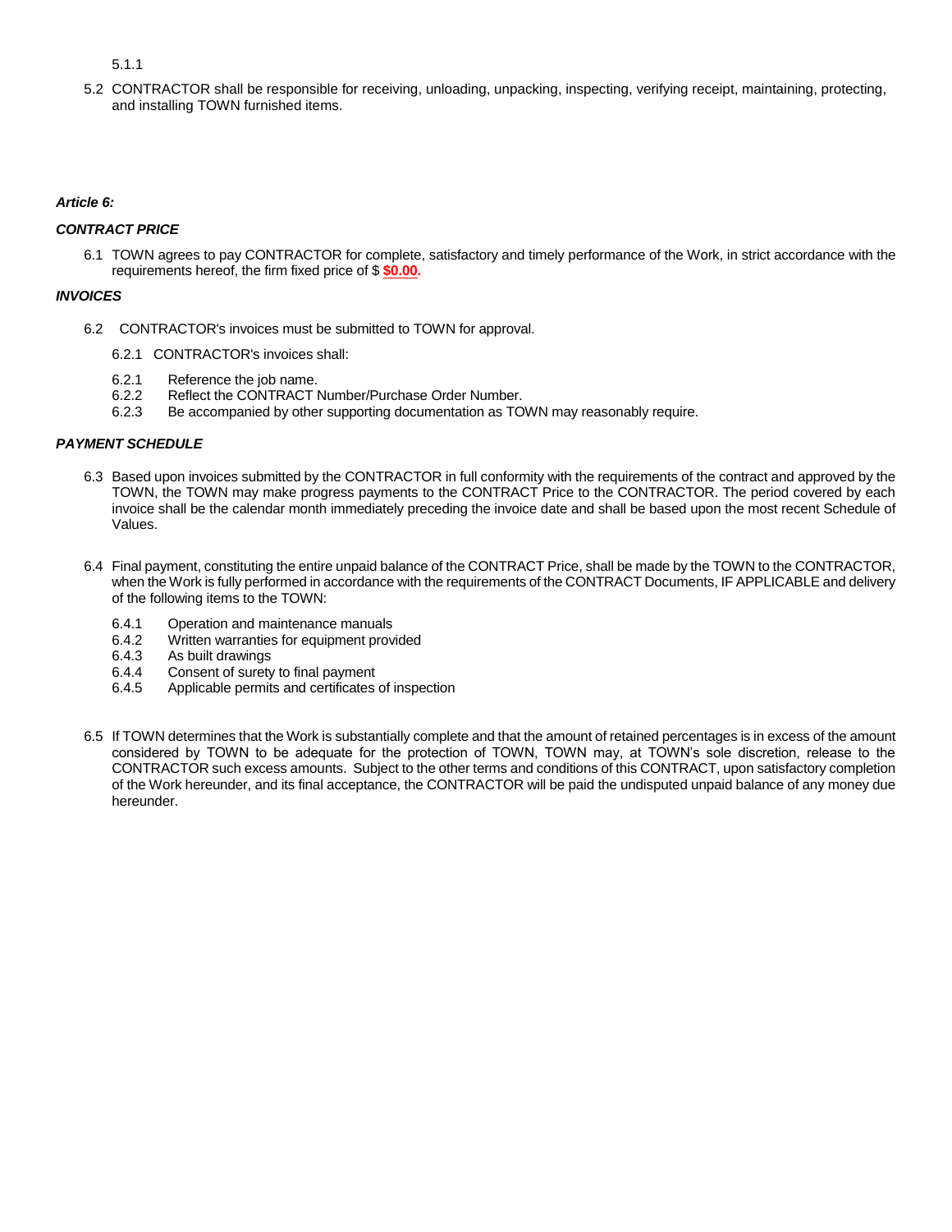5.1.1

5.2 CONTRACTOR shall be responsible for receiving, unloading, unpacking, inspecting, verifying receipt, maintaining, protecting, and installing TOWN furnished items.

***Article 6:***

***CONTRACT PRICE***

6.1 TOWN agrees to pay CONTRACTOR for complete, satisfactory and timely performance of the Work, in strict accordance with the requirements hereof, the firm fixed price of $ **$0.00.**

***INVOICES***

6.2 CONTRACTOR's invoices must be submitted to TOWN for approval.

6.2.1 CONTRACTOR's invoices shall:

6.2.1 Reference the job name.
6.2.2 Reflect the CONTRACT Number/Purchase Order Number.
6.2.3 Be accompanied by other supporting documentation as TOWN may reasonably require.

***PAYMENT SCHEDULE***

6.3 Based upon invoices submitted by the CONTRACTOR in full conformity with the requirements of the contract and approved by the TOWN, the TOWN may make progress payments to the CONTRACT Price to the CONTRACTOR. The period covered by each invoice shall be the calendar month immediately preceding the invoice date and shall be based upon the most recent Schedule of Values.

6.4 Final payment, constituting the entire unpaid balance of the CONTRACT Price, shall be made by the TOWN to the CONTRACTOR, when the Work is fully performed in accordance with the requirements of the CONTRACT Documents, IF APPLICABLE and delivery of the following items to the TOWN:

6.4.1 Operation and maintenance manuals
6.4.2 Written warranties for equipment provided
6.4.3 As built drawings
6.4.4 Consent of surety to final payment
6.4.5 Applicable permits and certificates of inspection

6.5 If TOWN determines that the Work is substantially complete and that the amount of retained percentages is in excess of the amount considered by TOWN to be adequate for the protection of TOWN, TOWN may, at TOWN's sole discretion, release to the CONTRACTOR such excess amounts. Subject to the other terms and conditions of this CONTRACT, upon satisfactory completion of the Work hereunder, and its final acceptance, the CONTRACTOR will be paid the undisputed unpaid balance of any money due hereunder.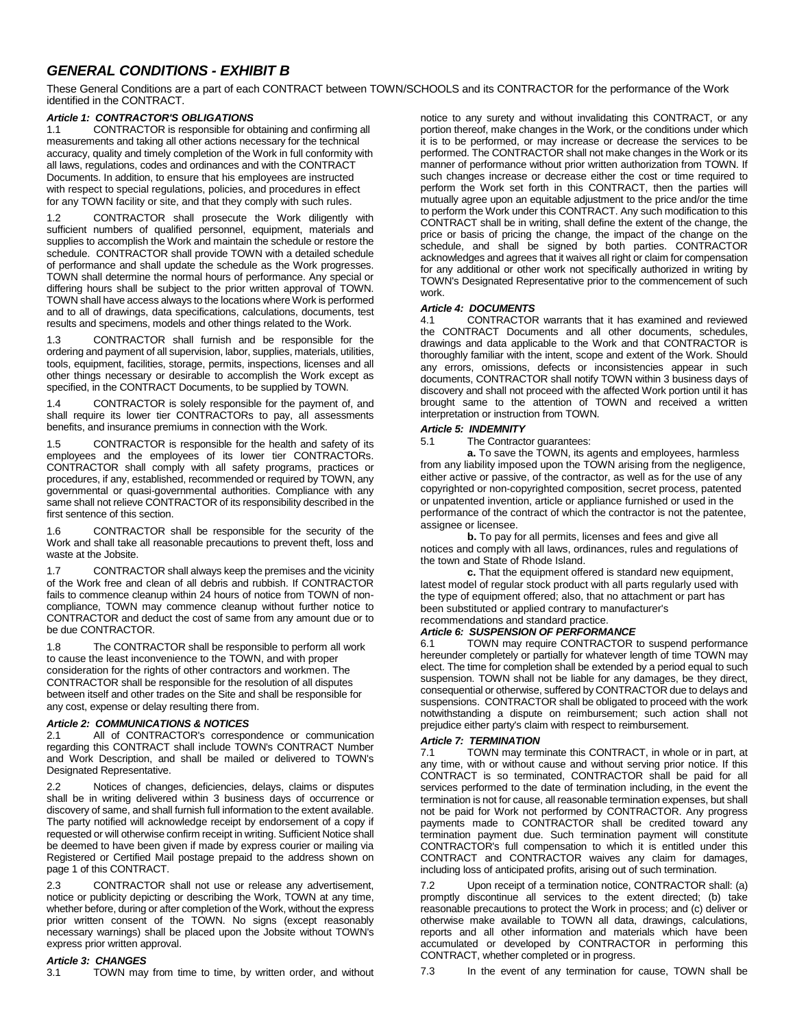## *GENERAL CONDITIONS - EXHIBIT B*

These General Conditions are a part of each CONTRACT between TOWN/SCHOOLS and its CONTRACTOR for the performance of the Work identified in the CONTRACT.

### *Article 1: CONTRACTOR'S OBLIGATIONS*

1.1 CONTRACTOR is responsible for obtaining and confirming all measurements and taking all other actions necessary for the technical accuracy, quality and timely completion of the Work in full conformity with all laws, regulations, codes and ordinances and with the CONTRACT Documents. In addition, to ensure that his employees are instructed with respect to special regulations, policies, and procedures in effect for any TOWN facility or site, and that they comply with such rules.

1.2 CONTRACTOR shall prosecute the Work diligently with sufficient numbers of qualified personnel, equipment, materials and supplies to accomplish the Work and maintain the schedule or restore the schedule. CONTRACTOR shall provide TOWN with a detailed schedule of performance and shall update the schedule as the Work progresses. TOWN shall determine the normal hours of performance. Any special or differing hours shall be subject to the prior written approval of TOWN. TOWN shall have access always to the locations where Work is performed and to all of drawings, data specifications, calculations, documents, test results and specimens, models and other things related to the Work.

1.3 CONTRACTOR shall furnish and be responsible for the ordering and payment of all supervision, labor, supplies, materials, utilities, tools, equipment, facilities, storage, permits, inspections, licenses and all other things necessary or desirable to accomplish the Work except as specified, in the CONTRACT Documents, to be supplied by TOWN.

1.4 CONTRACTOR is solely responsible for the payment of, and shall require its lower tier CONTRACTORs to pay, all assessments benefits, and insurance premiums in connection with the Work.

1.5 CONTRACTOR is responsible for the health and safety of its employees and the employees of its lower tier CONTRACTORs. CONTRACTOR shall comply with all safety programs, practices or procedures, if any, established, recommended or required by TOWN, any governmental or quasi-governmental authorities. Compliance with any same shall not relieve CONTRACTOR of its responsibility described in the first sentence of this section.

1.6 CONTRACTOR shall be responsible for the security of the Work and shall take all reasonable precautions to prevent theft, loss and waste at the Jobsite.

1.7 CONTRACTOR shall always keep the premises and the vicinity of the Work free and clean of all debris and rubbish. If CONTRACTOR fails to commence cleanup within 24 hours of notice from TOWN of non-compliance, TOWN may commence cleanup without further notice to CONTRACTOR and deduct the cost of same from any amount due or to be due CONTRACTOR.

1.8 The CONTRACTOR shall be responsible to perform all work to cause the least inconvenience to the TOWN, and with proper consideration for the rights of other contractors and workmen. The CONTRACTOR shall be responsible for the resolution of all disputes between itself and other trades on the Site and shall be responsible for any cost, expense or delay resulting there from.

### *Article 2: COMMUNICATIONS & NOTICES*

2.1 All of CONTRACTOR's correspondence or communication regarding this CONTRACT shall include TOWN's CONTRACT Number and Work Description, and shall be mailed or delivered to TOWN's Designated Representative.

2.2 Notices of changes, deficiencies, delays, claims or disputes shall be in writing delivered within 3 business days of occurrence or discovery of same, and shall furnish full information to the extent available. The party notified will acknowledge receipt by endorsement of a copy if requested or will otherwise confirm receipt in writing. Sufficient Notice shall be deemed to have been given if made by express courier or mailing via Registered or Certified Mail postage prepaid to the address shown on page 1 of this CONTRACT.

2.3 CONTRACTOR shall not use or release any advertisement, notice or publicity depicting or describing the Work, TOWN at any time, whether before, during or after completion of the Work, without the express prior written consent of the TOWN. No signs (except reasonably necessary warnings) shall be placed upon the Jobsite without TOWN's express prior written approval.

### *Article 3: CHANGES*

3.1 TOWN may from time to time, by written order, and without notice to any surety and without invalidating this CONTRACT, or any portion thereof, make changes in the Work, or the conditions under which it is to be performed, or may increase or decrease the services to be performed. The CONTRACTOR shall not make changes in the Work or its manner of performance without prior written authorization from TOWN. If such changes increase or decrease either the cost or time required to perform the Work set forth in this CONTRACT, then the parties will mutually agree upon an equitable adjustment to the price and/or the time to perform the Work under this CONTRACT. Any such modification to this CONTRACT shall be in writing, shall define the extent of the change, the price or basis of pricing the change, the impact of the change on the schedule, and shall be signed by both parties. CONTRACTOR acknowledges and agrees that it waives all right or claim for compensation for any additional or other work not specifically authorized in writing by TOWN's Designated Representative prior to the commencement of such work.

### *Article 4: DOCUMENTS*

4.1 CONTRACTOR warrants that it has examined and reviewed the CONTRACT Documents and all other documents, schedules, drawings and data applicable to the Work and that CONTRACTOR is thoroughly familiar with the intent, scope and extent of the Work. Should any errors, omissions, defects or inconsistencies appear in such documents, CONTRACTOR shall notify TOWN within 3 business days of discovery and shall not proceed with the affected Work portion until it has brought same to the attention of TOWN and received a written interpretation or instruction from TOWN.

### *Article 5: INDEMNITY*

5.1 The Contractor guarantees:

**a.** To save the TOWN, its agents and employees, harmless from any liability imposed upon the TOWN arising from the negligence, either active or passive, of the contractor, as well as for the use of any copyrighted or non-copyrighted composition, secret process, patented or unpatented invention, article or appliance furnished or used in the performance of the contract of which the contractor is not the patentee, assignee or licensee.

**b.** To pay for all permits, licenses and fees and give all notices and comply with all laws, ordinances, rules and regulations of the town and State of Rhode Island.

**c.** That the equipment offered is standard new equipment, latest model of regular stock product with all parts regularly used with the type of equipment offered; also, that no attachment or part has been substituted or applied contrary to manufacturer's recommendations and standard practice.

### *Article 6: SUSPENSION OF PERFORMANCE*

6.1 TOWN may require CONTRACTOR to suspend performance hereunder completely or partially for whatever length of time TOWN may elect. The time for completion shall be extended by a period equal to such suspension. TOWN shall not be liable for any damages, be they direct, consequential or otherwise, suffered by CONTRACTOR due to delays and suspensions. CONTRACTOR shall be obligated to proceed with the work notwithstanding a dispute on reimbursement; such action shall not prejudice either party's claim with respect to reimbursement.

### *Article 7: TERMINATION*

7.1 TOWN may terminate this CONTRACT, in whole or in part, at any time, with or without cause and without serving prior notice. If this CONTRACT is so terminated, CONTRACTOR shall be paid for all services performed to the date of termination including, in the event the termination is not for cause, all reasonable termination expenses, but shall not be paid for Work not performed by CONTRACTOR. Any progress payments made to CONTRACTOR shall be credited toward any termination payment due. Such termination payment will constitute CONTRACTOR's full compensation to which it is entitled under this CONTRACT and CONTRACTOR waives any claim for damages, including loss of anticipated profits, arising out of such termination.

7.2 Upon receipt of a termination notice, CONTRACTOR shall: (a) promptly discontinue all services to the extent directed; (b) take reasonable precautions to protect the Work in process; and (c) deliver or otherwise make available to TOWN all data, drawings, calculations, reports and all other information and materials which have been accumulated or developed by CONTRACTOR in performing this CONTRACT, whether completed or in progress.

7.3 In the event of any termination for cause, TOWN shall be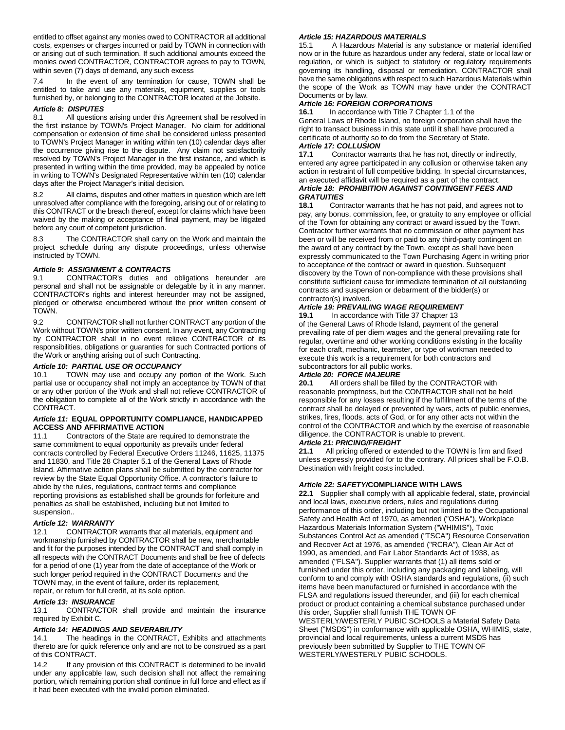entitled to offset against any monies owed to CONTRACTOR all additional costs, expenses or charges incurred or paid by TOWN in connection with or arising out of such termination. If such additional amounts exceed the monies owed CONTRACTOR, CONTRACTOR agrees to pay to TOWN, within seven (7) days of demand, any such excess

7.4 In the event of any termination for cause, TOWN shall be entitled to take and use any materials, equipment, supplies or tools furnished by, or belonging to the CONTRACTOR located at the Jobsite.

### *Article 8: DISPUTES*

8.1 All questions arising under this Agreement shall be resolved in the first instance by TOWN's Project Manager. No claim for additional compensation or extension of time shall be considered unless presented to TOWN's Project Manager in writing within ten (10) calendar days after the occurrence giving rise to the dispute. Any claim not satisfactorily resolved by TOWN's Project Manager in the first instance, and which is presented in writing within the time provided, may be appealed by notice in writing to TOWN's Designated Representative within ten (10) calendar days after the Project Manager's initial decision.

8.2 All claims, disputes and other matters in question which are left unresolved after compliance with the foregoing, arising out of or relating to this CONTRACT or the breach thereof, except for claims which have been waived by the making or acceptance of final payment, may be litigated before any court of competent jurisdiction.

8.3 The CONTRACTOR shall carry on the Work and maintain the project schedule during any dispute proceedings, unless otherwise instructed by TOWN.

### *Article 9: ASSIGNMENT & CONTRACTS*

9.1 CONTRACTOR's duties and obligations hereunder are personal and shall not be assignable or delegable by it in any manner. CONTRACTOR's rights and interest hereunder may not be assigned, pledged or otherwise encumbered without the prior written consent of TOWN.

9.2 CONTRACTOR shall not further CONTRACT any portion of the Work without TOWN's prior written consent. In any event, any Contracting by CONTRACTOR shall in no event relieve CONTRACTOR of its responsibilities, obligations or guaranties for such Contracted portions of the Work or anything arising out of such Contracting.

### *Article 10: PARTIAL USE OR OCCUPANCY*

10.1 TOWN may use and occupy any portion of the Work. Such partial use or occupancy shall not imply an acceptance by TOWN of that or any other portion of the Work and shall not relieve CONTRACTOR of the obligation to complete all of the Work strictly in accordance with the CONTRACT.

### *Article 11:* EQUAL OPPORTUNITY COMPLIANCE, HANDICAPPED ACCESS AND AFFIRMATIVE ACTION

11.1 Contractors of the State are required to demonstrate the same commitment to equal opportunity as prevails under federal contracts controlled by Federal Executive Orders 11246, 11625, 11375 and 11830, and Title 28 Chapter 5.1 of the General Laws of Rhode Island. Affirmative action plans shall be submitted by the contractor for review by the State Equal Opportunity Office. A contractor's failure to abide by the rules, regulations, contract terms and compliance reporting provisions as established shall be grounds for forfeiture and penalties as shall be established, including but not limited to suspension..

### *Article 12: WARRANTY*

12.1 CONTRACTOR warrants that all materials, equipment and workmanship furnished by CONTRACTOR shall be new, merchantable and fit for the purposes intended by the CONTRACT and shall comply in all respects with the CONTRACT Documents and shall be free of defects for a period of one (1) year from the date of acceptance of the Work or such longer period required in the CONTRACT Documents and the TOWN may, in the event of failure, order its replacement, repair, or return for full credit, at its sole option.

### *Article 13: INSURANCE*

13.1 CONTRACTOR shall provide and maintain the insurance required by Exhibit C.

### *Article 14: HEADINGS AND SEVERABILITY*

14.1 The headings in the CONTRACT, Exhibits and attachments thereto are for quick reference only and are not to be construed as a part of this CONTRACT.

14.2 If any provision of this CONTRACT is determined to be invalid under any applicable law, such decision shall not affect the remaining portion, which remaining portion shall continue in full force and effect as if it had been executed with the invalid portion eliminated.

### *Article 15: HAZARDOUS MATERIALS*

15.1 A Hazardous Material is any substance or material identified now or in the future as hazardous under any federal, state or local law or regulation, or which is subject to statutory or regulatory requirements governing its handling, disposal or remediation. CONTRACTOR shall have the same obligations with respect to such Hazardous Materials within the scope of the Work as TOWN may have under the CONTRACT Documents or by law.

### *Article 16: FOREIGN CORPORATIONS*

**16.1** In accordance with Title 7 Chapter 1.1 of the General Laws of Rhode Island, no foreign corporation shall have the right to transact business in this state until it shall have procured a certificate of authority so to do from the Secretary of State.

### *Article 17: COLLUSION*

**17.1** Contractor warrants that he has not, directly or indirectly, entered any agree participated in any collusion or otherwise taken any action in restraint of full competitive bidding. In special circumstances, an executed affidavit will be required as a part of the contract.

### *Article 18: PROHIBITION AGAINST CONTINGENT FEES AND GRATUITIES*

**18.1** Contractor warrants that he has not paid, and agrees not to pay, any bonus, commission, fee, or gratuity to any employee or official of the Town for obtaining any contract or award issued by the Town. Contractor further warrants that no commission or other payment has been or will be received from or paid to any third-party contingent on the award of any contract by the Town, except as shall have been expressly communicated to the Town Purchasing Agent in writing prior to acceptance of the contract or award in question. Subsequent discovery by the Town of non-compliance with these provisions shall constitute sufficient cause for immediate termination of all outstanding contracts and suspension or debarment of the bidder(s) or contractor(s) involved.

### *Article 19: PREVAILING WAGE REQUIREMENT*

**19.1** In accordance with Title 37 Chapter 13 of the General Laws of Rhode Island, payment of the general prevailing rate of per diem wages and the general prevailing rate for regular, overtime and other working conditions existing in the locality for each craft, mechanic, teamster, or type of workman needed to execute this work is a requirement for both contractors and subcontractors for all public works.

### *Article 20: FORCE MAJEURE*

**20.1** All orders shall be filled by the CONTRACTOR with reasonable promptness, but the CONTRACTOR shall not be held responsible for any losses resulting if the fulfillment of the terms of the contract shall be delayed or prevented by wars, acts of public enemies, strikes, fires, floods, acts of God, or for any other acts not within the control of the CONTRACTOR and which by the exercise of reasonable diligence, the CONTRACTOR is unable to prevent.

### *Article 21: PRICING/FREIGHT*

**21.1** All pricing offered or extended to the TOWN is firm and fixed unless expressly provided for to the contrary. All prices shall be F.O.B. Destination with freight costs included.

### *Article 22: SAFETY/*COMPLIANCE WITH LAWS

**22.1** Supplier shall comply with all applicable federal, state, provincial and local laws, executive orders, rules and regulations during performance of this order, including but not limited to the Occupational Safety and Health Act of 1970, as amended ("OSHA"), Workplace Hazardous Materials Information System ("WHIMIS"), Toxic Substances Control Act as amended ("TSCA") Resource Conservation and Recover Act at 1976, as amended ("RCRA"), Clean Air Act of 1990, as amended, and Fair Labor Standards Act of 1938, as amended ("FLSA"). Supplier warrants that (1) all items sold or furnished under this order, including any packaging and labeling, will conform to and comply with OSHA standards and regulations, (ii) such items have been manufactured or furnished in accordance with the FLSA and regulations issued thereunder, and (iii) for each chemical product or product containing a chemical substance purchased under this order, Supplier shall furnish THE TOWN OF WESTERLY/WESTERLY PUBIC SCHOOLS a Material Safety Data Sheet ("MSDS") in conformance with applicable OSHA, WHIMIS, state, provincial and local requirements, unless a current MSDS has previously been submitted by Supplier to THE TOWN OF WESTERLY/WESTERLY PUBIC SCHOOLS.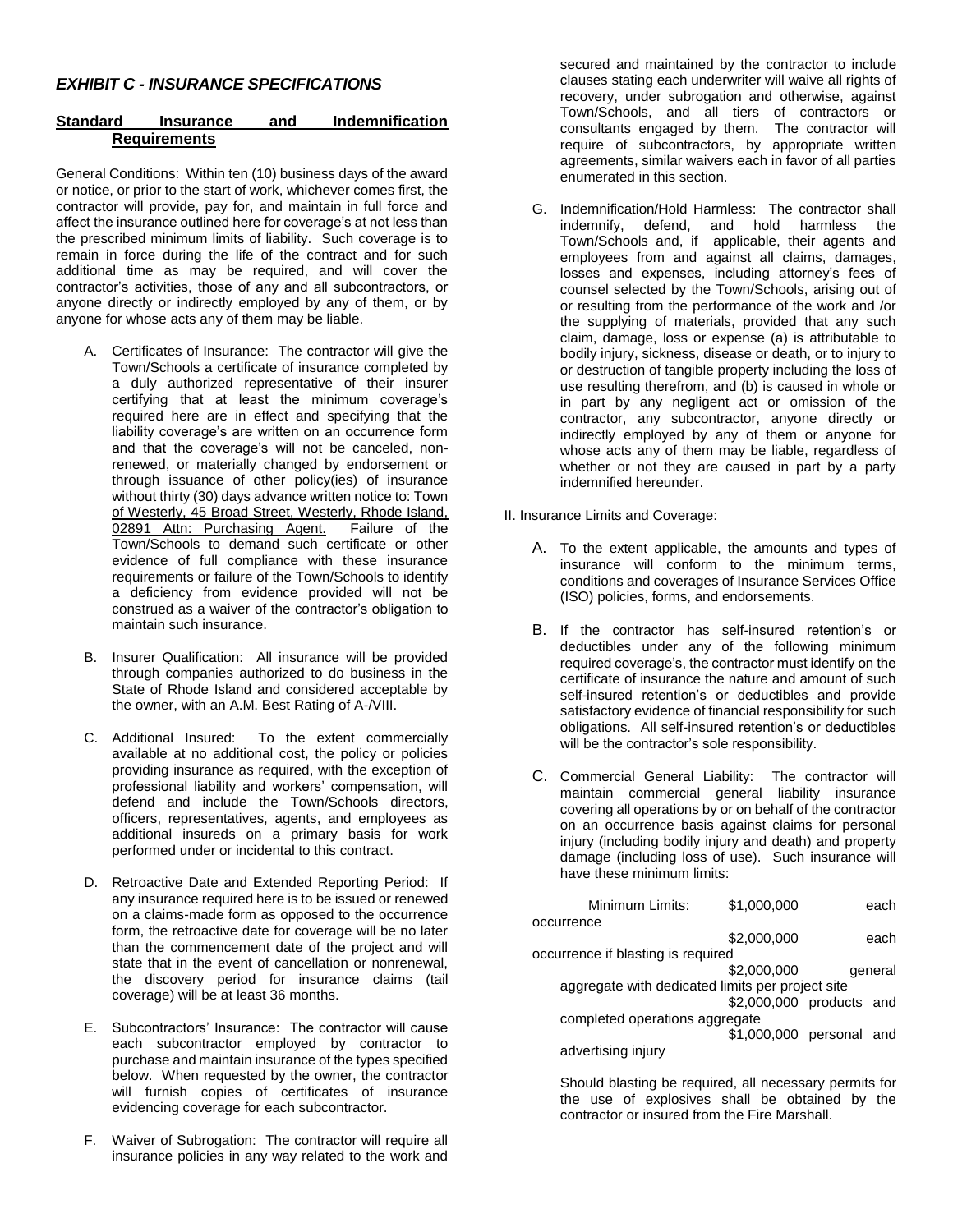## *EXHIBIT C - INSURANCE SPECIFICATIONS*

**Standard Insurance and Indemnification Requirements**

General Conditions: Within ten (10) business days of the award or notice, or prior to the start of work, whichever comes first, the contractor will provide, pay for, and maintain in full force and affect the insurance outlined here for coverage's at not less than the prescribed minimum limits of liability. Such coverage is to remain in force during the life of the contract and for such additional time as may be required, and will cover the contractor's activities, those of any and all subcontractors, or anyone directly or indirectly employed by any of them, or by anyone for whose acts any of them may be liable.

A. Certificates of Insurance: The contractor will give the Town/Schools a certificate of insurance completed by a duly authorized representative of their insurer certifying that at least the minimum coverage's required here are in effect and specifying that the liability coverage's are written on an occurrence form and that the coverage's will not be canceled, non-renewed, or materially changed by endorsement or through issuance of other policy(ies) of insurance without thirty (30) days advance written notice to: Town of Westerly, 45 Broad Street, Westerly, Rhode Island, 02891 Attn: Purchasing Agent. Failure of the Town/Schools to demand such certificate or other evidence of full compliance with these insurance requirements or failure of the Town/Schools to identify a deficiency from evidence provided will not be construed as a waiver of the contractor's obligation to maintain such insurance.

B. Insurer Qualification: All insurance will be provided through companies authorized to do business in the State of Rhode Island and considered acceptable by the owner, with an A.M. Best Rating of A-/VIII.

C. Additional Insured: To the extent commercially available at no additional cost, the policy or policies providing insurance as required, with the exception of professional liability and workers' compensation, will defend and include the Town/Schools directors, officers, representatives, agents, and employees as additional insureds on a primary basis for work performed under or incidental to this contract.

D. Retroactive Date and Extended Reporting Period: If any insurance required here is to be issued or renewed on a claims-made form as opposed to the occurrence form, the retroactive date for coverage will be no later than the commencement date of the project and will state that in the event of cancellation or nonrenewal, the discovery period for insurance claims (tail coverage) will be at least 36 months.

E. Subcontractors' Insurance: The contractor will cause each subcontractor employed by contractor to purchase and maintain insurance of the types specified below. When requested by the owner, the contractor will furnish copies of certificates of insurance evidencing coverage for each subcontractor.

F. Waiver of Subrogation: The contractor will require all insurance policies in any way related to the work and secured and maintained by the contractor to include clauses stating each underwriter will waive all rights of recovery, under subrogation and otherwise, against Town/Schools, and all tiers of contractors or consultants engaged by them. The contractor will require of subcontractors, by appropriate written agreements, similar waivers each in favor of all parties enumerated in this section.

G. Indemnification/Hold Harmless: The contractor shall indemnify, defend, and hold harmless the Town/Schools and, if applicable, their agents and employees from and against all claims, damages, losses and expenses, including attorney's fees of counsel selected by the Town/Schools, arising out of or resulting from the performance of the work and /or the supplying of materials, provided that any such claim, damage, loss or expense (a) is attributable to bodily injury, sickness, disease or death, or to injury to or destruction of tangible property including the loss of use resulting therefrom, and (b) is caused in whole or in part by any negligent act or omission of the contractor, any subcontractor, anyone directly or indirectly employed by any of them or anyone for whose acts any of them may be liable, regardless of whether or not they are caused in part by a party indemnified hereunder.

II. Insurance Limits and Coverage:

A. To the extent applicable, the amounts and types of insurance will conform to the minimum terms, conditions and coverages of Insurance Services Office (ISO) policies, forms, and endorsements.

B. If the contractor has self-insured retention's or deductibles under any of the following minimum required coverage's, the contractor must identify on the certificate of insurance the nature and amount of such self-insured retention's or deductibles and provide satisfactory evidence of financial responsibility for such obligations. All self-insured retention's or deductibles will be the contractor's sole responsibility.

C. Commercial General Liability: The contractor will maintain commercial general liability insurance covering all operations by or on behalf of the contractor on an occurrence basis against claims for personal injury (including bodily injury and death) and property damage (including loss of use). Such insurance will have these minimum limits:

Minimum Limits: $1,000,000 each occurrence
$2,000,000 each occurrence if blasting is required
$2,000,000 general aggregate with dedicated limits per project site
$2,000,000 products and completed operations aggregate
$1,000,000 personal and advertising injury

Should blasting be required, all necessary permits for the use of explosives shall be obtained by the contractor or insured from the Fire Marshall.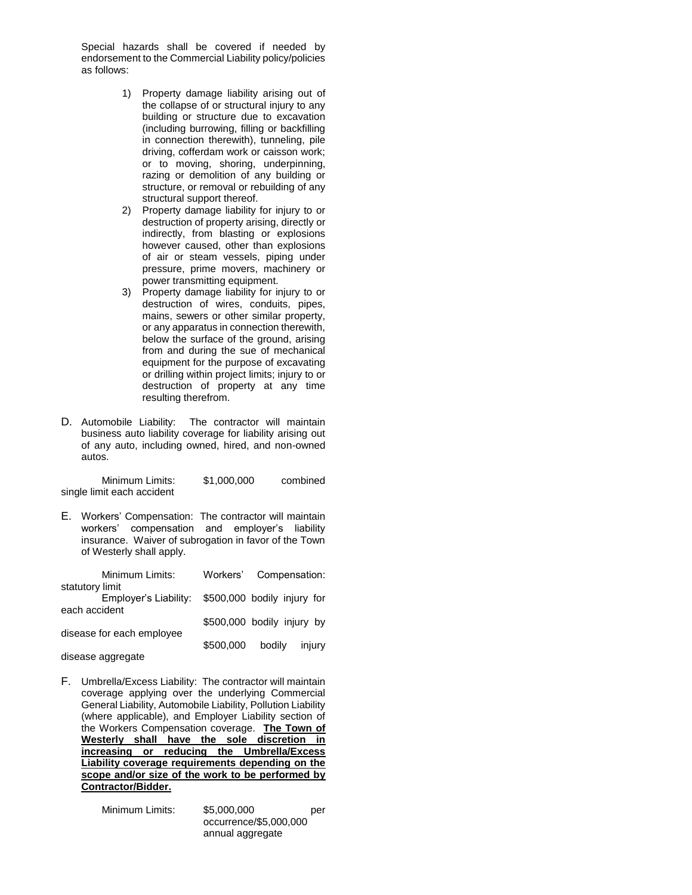Special hazards shall be covered if needed by endorsement to the Commercial Liability policy/policies as follows:

1) Property damage liability arising out of the collapse of or structural injury to any building or structure due to excavation (including burrowing, filling or backfilling in connection therewith), tunneling, pile driving, cofferdam work or caisson work; or to moving, shoring, underpinning, razing or demolition of any building or structure, or removal or rebuilding of any structural support thereof.
2) Property damage liability for injury to or destruction of property arising, directly or indirectly, from blasting or explosions however caused, other than explosions of air or steam vessels, piping under pressure, prime movers, machinery or power transmitting equipment.
3) Property damage liability for injury to or destruction of wires, conduits, pipes, mains, sewers or other similar property, or any apparatus in connection therewith, below the surface of the ground, arising from and during the sue of mechanical equipment for the purpose of excavating or drilling within project limits; injury to or destruction of property at any time resulting therefrom.

D. Automobile Liability: The contractor will maintain business auto liability coverage for liability arising out of any auto, including owned, hired, and non-owned autos.

Minimum Limits: $1,000,000 combined single limit each accident

E. Workers' Compensation: The contractor will maintain workers' compensation and employer's liability insurance. Waiver of subrogation in favor of the Town of Westerly shall apply.

Minimum Limits: Workers' Compensation: statutory limit
Employer's Liability: $500,000 bodily injury for each accident
$500,000 bodily injury by disease for each employee
$500,000 bodily injury disease aggregate

F. Umbrella/Excess Liability: The contractor will maintain coverage applying over the underlying Commercial General Liability, Automobile Liability, Pollution Liability (where applicable), and Employer Liability section of the Workers Compensation coverage. **The Town of Westerly shall have the sole discretion in increasing or reducing the Umbrella/Excess Liability coverage requirements depending on the scope and/or size of the work to be performed by Contractor/Bidder.**

Minimum Limits: $5,000,000 per occurrence/$5,000,000 annual aggregate